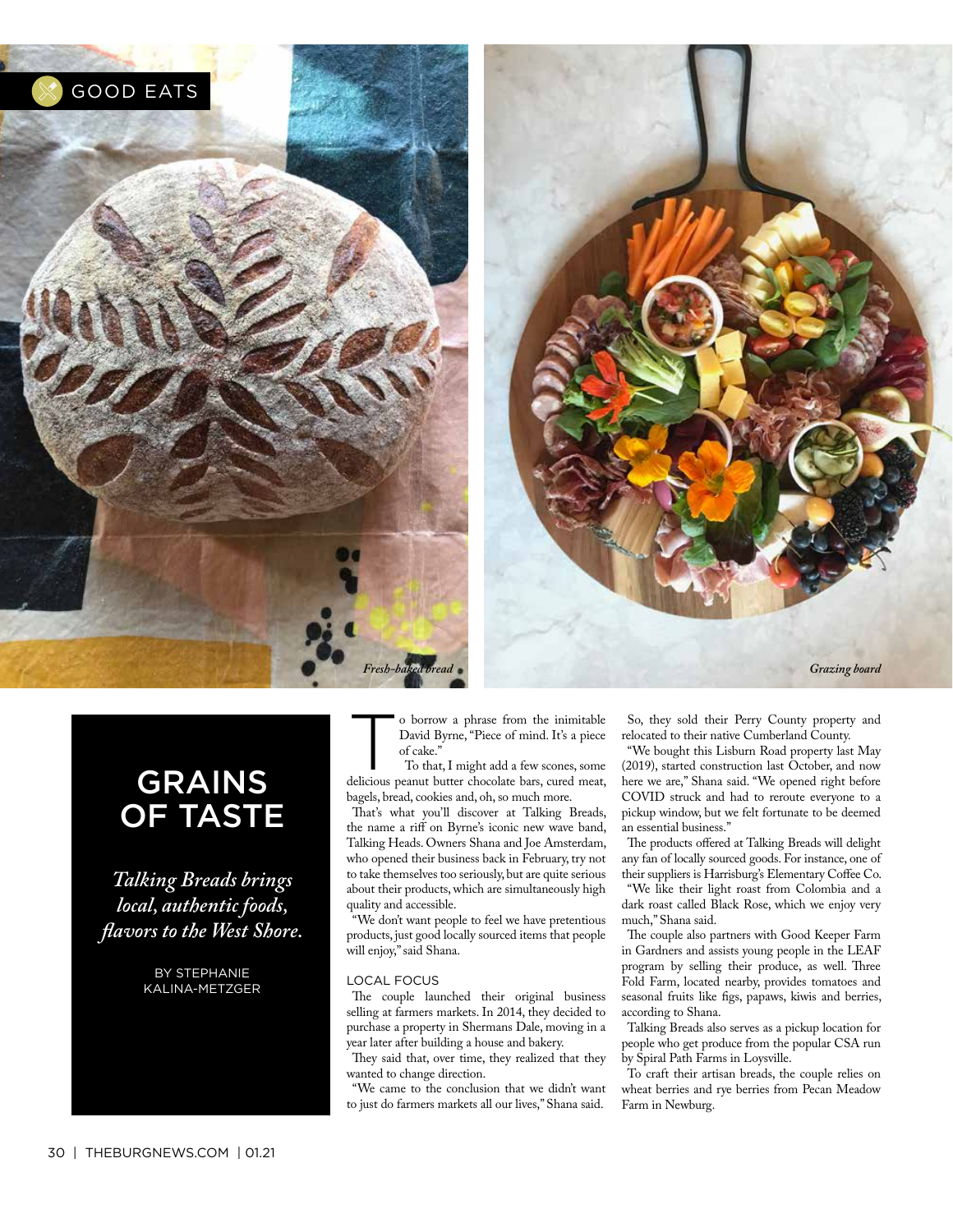GOOD EATS

*Fresh-baked bread*

*Grazing board*

# GRAINS OF TASTE

*Talking Breads brings local, authentic foods, flavors to the West Shore.*

BY STEPHANIE KALINA-METZGER

To borrow a phrase from the inimitable David Byrne, "Piece of mind. It's a piece of cake."

To that, I might add a few scones, some delicious peanut butter chocolate bars, cured meat, bagels, bread, cookies and, oh, so much more.

That's what you'll discover at Talking Breads, the name a riff on Byrne's iconic new wave band, Talking Heads. Owners Shana and Joe Amsterdam, who opened their business back in February, try not to take themselves too seriously, but are quite serious about their products, which are simultaneously high quality and accessible.

"We don't want people to feel we have pretentious products, just good locally sourced items that people will enjoy," said Shana.

## LOCAL FOCUS

The couple launched their original business selling at farmers markets. In 2014, they decided to purchase a property in Shermans Dale, moving in a year later after building a house and bakery.

They said that, over time, they realized that they wanted to change direction.

"We came to the conclusion that we didn't want to just do farmers markets all our lives," Shana said.

So, they sold their Perry County property and relocated to their native Cumberland County.

"We bought this Lisburn Road property last May (2019), started construction last October, and now here we are," Shana said. "We opened right before COVID struck and had to reroute everyone to a pickup window, but we felt fortunate to be deemed an essential business."

The products offered at Talking Breads will delight any fan of locally sourced goods. For instance, one of their suppliers is Harrisburg's Elementary Coffee Co.

"We like their light roast from Colombia and a dark roast called Black Rose, which we enjoy very much," Shana said.

The couple also partners with Good Keeper Farm in Gardners and assists young people in the LEAF program by selling their produce, as well. Three Fold Farm, located nearby, provides tomatoes and seasonal fruits like figs, papaws, kiwis and berries, according to Shana.

Talking Breads also serves as a pickup location for people who get produce from the popular CSA run by Spiral Path Farms in Loysville.

To craft their artisan breads, the couple relies on wheat berries and rye berries from Pecan Meadow Farm in Newburg.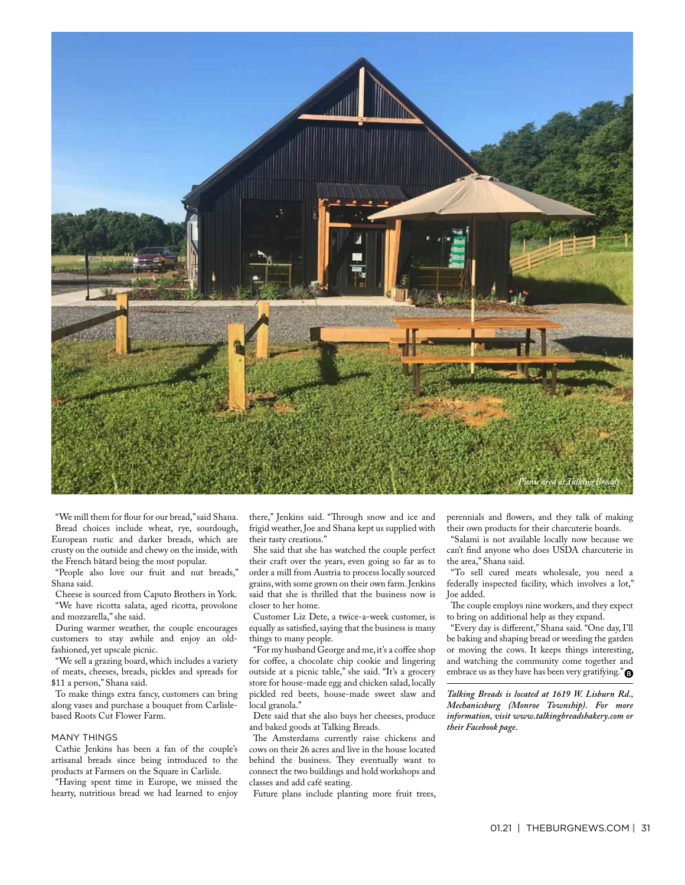Picnic area at Talking Breads

"We mill them for flour for our bread," said Shana.

Bread choices include wheat, rye, sourdough, European rustic and darker breads, which are crusty on the outside and chewy on the inside, with the French bâtard being the most popular.

"People also love our fruit and nut breads," Shana said.

Cheese is sourced from Caputo Brothers in York.

"We have ricotta salata, aged ricotta, provolone and mozzarella," she said.

During warmer weather, the couple encourages customers to stay awhile and enjoy an old-fashioned, yet upscale picnic.

"We sell a grazing board, which includes a variety of meats, cheeses, breads, pickles and spreads for $11 a person," Shana said.

To make things extra fancy, customers can bring along vases and purchase a bouquet from Carlisle-based Roots Cut Flower Farm.

## MANY THINGS

Cathie Jenkins has been a fan of the couple's artisanal breads since being introduced to the products at Farmers on the Square in Carlisle.

"Having spent time in Europe, we missed the hearty, nutritious bread we had learned to enjoy there," Jenkins said. "Through snow and ice and frigid weather, Joe and Shana kept us supplied with their tasty creations."

She said that she has watched the couple perfect their craft over the years, even going so far as to order a mill from Austria to process locally sourced grains, with some grown on their own farm. Jenkins said that she is thrilled that the business now is closer to her home.

Customer Liz Dete, a twice-a-week customer, is equally as satisfied, saying that the business is many things to many people.

"For my husband George and me, it's a coffee shop for coffee, a chocolate chip cookie and lingering outside at a picnic table," she said. "It's a grocery store for house-made egg and chicken salad, locally pickled red beets, house-made sweet slaw and local granola."

Dete said that she also buys her cheeses, produce and baked goods at Talking Breads.

The Amsterdams currently raise chickens and cows on their 26 acres and live in the house located behind the business. They eventually want to connect the two buildings and hold workshops and classes and add café seating.

Future plans include planting more fruit trees, perennials and flowers, and they talk of making their own products for their charcuterie boards.

"Salami is not available locally now because we can't find anyone who does USDA charcuterie in the area," Shana said.

"To sell cured meats wholesale, you need a federally inspected facility, which involves a lot," Joe added.

The couple employs nine workers, and they expect to bring on additional help as they expand.

"Every day is different," Shana said. "One day, I'll be baking and shaping bread or weeding the garden or moving the cows. It keeps things interesting, and watching the community come together and embrace us as they have has been very gratifying."

***Talking Breads is located at 1619 W. Lisburn Rd., Mechanicsburg (Monroe Township). For more information, visit www.talkingbreadsbakery.com or their Facebook page.***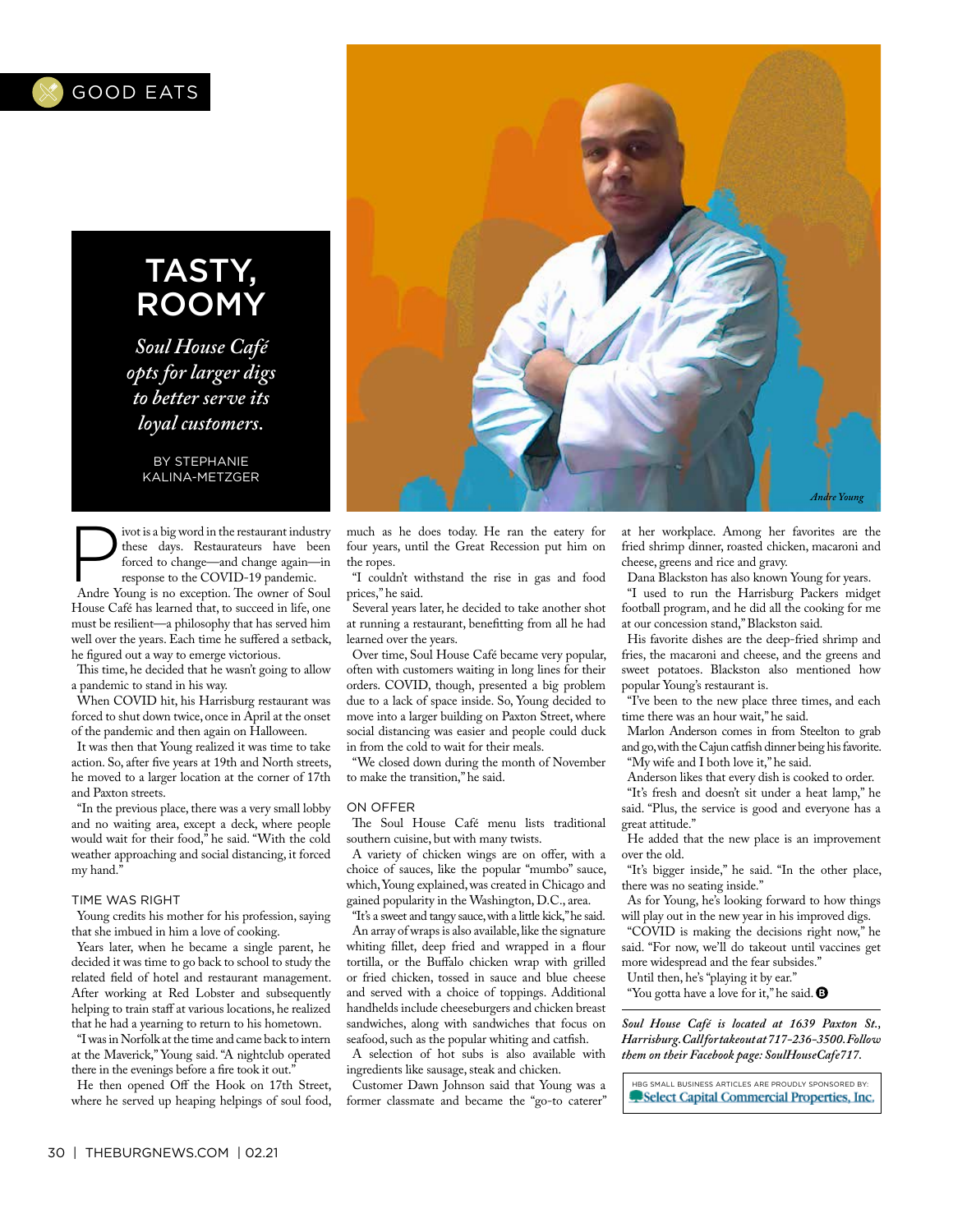GOOD EATS

# TASTY, ROOMY

*Soul House Café opts for larger digs to better serve its loyal customers.*

BY STEPHANIE KALINA-METZGER

Andre Young

Pivot is a big word in the restaurant industry these days. Restaurateurs have been forced to change—and change again—in response to the COVID-19 pandemic.

Andre Young is no exception. The owner of Soul House Café has learned that, to succeed in life, one must be resilient—a philosophy that has served him well over the years. Each time he suffered a setback, he figured out a way to emerge victorious.

This time, he decided that he wasn't going to allow a pandemic to stand in his way.

When COVID hit, his Harrisburg restaurant was forced to shut down twice, once in April at the onset of the pandemic and then again on Halloween.

It was then that Young realized it was time to take action. So, after five years at 19th and North streets, he moved to a larger location at the corner of 17th and Paxton streets.

"In the previous place, there was a very small lobby and no waiting area, except a deck, where people would wait for their food," he said. "With the cold weather approaching and social distancing, it forced my hand."

## TIME WAS RIGHT

Young credits his mother for his profession, saying that she imbued in him a love of cooking.

Years later, when he became a single parent, he decided it was time to go back to school to study the related field of hotel and restaurant management. After working at Red Lobster and subsequently helping to train staff at various locations, he realized that he had a yearning to return to his hometown.

"I was in Norfolk at the time and came back to intern at the Maverick," Young said. "A nightclub operated there in the evenings before a fire took it out."

He then opened Off the Hook on 17th Street, where he served up heaping helpings of soul food, much as he does today. He ran the eatery for four years, until the Great Recession put him on the ropes.

"I couldn't withstand the rise in gas and food prices," he said.

Several years later, he decided to take another shot at running a restaurant, benefitting from all he had learned over the years.

Over time, Soul House Café became very popular, often with customers waiting in long lines for their orders. COVID, though, presented a big problem due to a lack of space inside. So, Young decided to move into a larger building on Paxton Street, where social distancing was easier and people could duck in from the cold to wait for their meals.

"We closed down during the month of November to make the transition," he said.

## ON OFFER

The Soul House Café menu lists traditional southern cuisine, but with many twists.

A variety of chicken wings are on offer, with a choice of sauces, like the popular "mumbo" sauce, which, Young explained, was created in Chicago and gained popularity in the Washington, D.C., area.

"It's a sweet and tangy sauce, with a little kick," he said.

An array of wraps is also available, like the signature whiting fillet, deep fried and wrapped in a flour tortilla, or the Buffalo chicken wrap with grilled or fried chicken, tossed in sauce and blue cheese and served with a choice of toppings. Additional handhelds include cheeseburgers and chicken breast sandwiches, along with sandwiches that focus on seafood, such as the popular whiting and catfish.

A selection of hot subs is also available with ingredients like sausage, steak and chicken.

Customer Dawn Johnson said that Young was a former classmate and became the "go-to caterer" at her workplace. Among her favorites are the fried shrimp dinner, roasted chicken, macaroni and cheese, greens and rice and gravy.

Dana Blackston has also known Young for years.

"I used to run the Harrisburg Packers midget football program, and he did all the cooking for me at our concession stand," Blackston said.

His favorite dishes are the deep-fried shrimp and fries, the macaroni and cheese, and the greens and sweet potatoes. Blackston also mentioned how popular Young's restaurant is.

"I've been to the new place three times, and each time there was an hour wait," he said.

Marlon Anderson comes in from Steelton to grab and go, with the Cajun catfish dinner being his favorite.

"My wife and I both love it," he said.

Anderson likes that every dish is cooked to order.

"It's fresh and doesn't sit under a heat lamp," he said. "Plus, the service is good and everyone has a great attitude."

He added that the new place is an improvement over the old.

"It's bigger inside," he said. "In the other place, there was no seating inside."

As for Young, he's looking forward to how things will play out in the new year in his improved digs.

"COVID is making the decisions right now," he said. "For now, we'll do takeout until vaccines get more widespread and the fear subsides."

Until then, he's "playing it by ear."

"You gotta have a love for it," he said.

*Soul House Café is located at 1639 Paxton St., Harrisburg. Call for takeout at 717-236-3500. Follow them on their Facebook page: SoulHouseCafe717.*

HBG SMALL BUSINESS ARTICLES ARE PROUDLY SPONSORED BY: Select Capital Commercial Properties, Inc.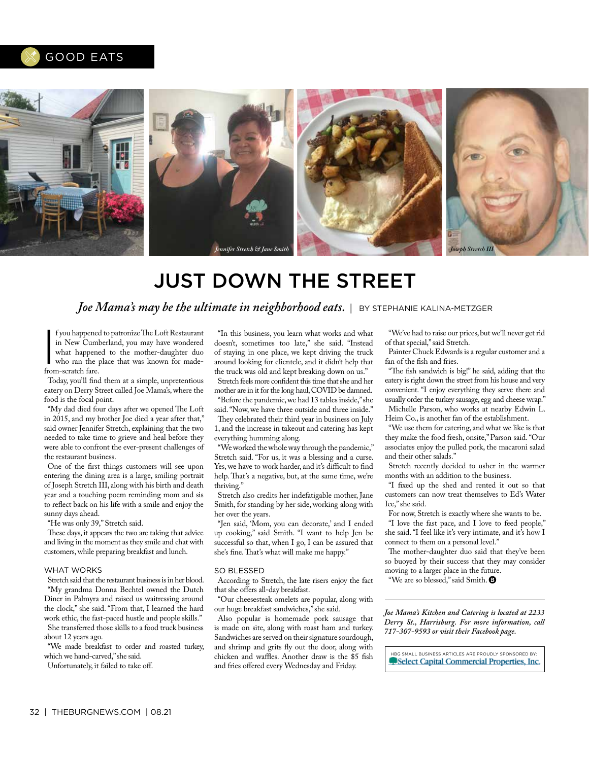GOOD EATS

Jennifer Stretch & Jane Smith

Joseph Stretch III

# JUST DOWN THE STREET

*Joe Mama's may be the ultimate in neighborhood eats.* | BY STEPHANIE KALINA-METZGER

If you happened to patronize The Loft Restaurant in New Cumberland, you may have wondered what happened to the mother-daughter duo who ran the place that was known for made-from-scratch fare.

Today, you'll find them at a simple, unpretentious eatery on Derry Street called Joe Mama's, where the food is the focal point.

"My dad died four days after we opened The Loft in 2015, and my brother Joe died a year after that," said owner Jennifer Stretch, explaining that the two needed to take time to grieve and heal before they were able to confront the ever-present challenges of the restaurant business.

One of the first things customers will see upon entering the dining area is a large, smiling portrait of Joseph Stretch III, along with his birth and death year and a touching poem reminding mom and sis to reflect back on his life with a smile and enjoy the sunny days ahead.

"He was only 39," Stretch said.

These days, it appears the two are taking that advice and living in the moment as they smile and chat with customers, while preparing breakfast and lunch.

## WHAT WORKS

Stretch said that the restaurant business is in her blood.

"My grandma Donna Bechtel owned the Dutch Diner in Palmyra and raised us waitressing around the clock," she said. "From that, I learned the hard work ethic, the fast-paced hustle and people skills."

She transferred those skills to a food truck business about 12 years ago.

"We made breakfast to order and roasted turkey, which we hand-carved," she said.

Unfortunately, it failed to take off.

"In this business, you learn what works and what doesn't, sometimes too late," she said. "Instead of staying in one place, we kept driving the truck around looking for clientele, and it didn't help that the truck was old and kept breaking down on us."

Stretch feels more confident this time that she and her mother are in it for the long haul, COVID be damned.

"Before the pandemic, we had 13 tables inside," she said. "Now, we have three outside and three inside."

They celebrated their third year in business on July 1, and the increase in takeout and catering has kept everything humming along.

"We worked the whole way through the pandemic," Stretch said. "For us, it was a blessing and a curse. Yes, we have to work harder, and it's difficult to find help. That's a negative, but, at the same time, we're thriving."

Stretch also credits her indefatigable mother, Jane Smith, for standing by her side, working along with her over the years.

"Jen said, 'Mom, you can decorate,' and I ended up cooking," said Smith. "I want to help Jen be successful so that, when I go, I can be assured that she's fine. That's what will make me happy."

## SO BLESSED

According to Stretch, the late risers enjoy the fact that she offers all-day breakfast.

"Our cheesesteak omelets are popular, along with our huge breakfast sandwiches," she said.

Also popular is homemade pork sausage that is made on site, along with roast ham and turkey. Sandwiches are served on their signature sourdough, and shrimp and grits fly out the door, along with chicken and waffles. Another draw is the $5 fish and fries offered every Wednesday and Friday.

"We've had to raise our prices, but we'll never get rid of that special," said Stretch.

Painter Chuck Edwards is a regular customer and a fan of the fish and fries.

"The fish sandwich is big!" he said, adding that the eatery is right down the street from his house and very convenient. "I enjoy everything they serve there and usually order the turkey sausage, egg and cheese wrap."

Michelle Parson, who works at nearby Edwin L. Heim Co., is another fan of the establishment.

"We use them for catering, and what we like is that they make the food fresh, onsite," Parson said. "Our associates enjoy the pulled pork, the macaroni salad and their other salads."

Stretch recently decided to usher in the warmer months with an addition to the business.

"I fixed up the shed and rented it out so that customers can now treat themselves to Ed's Water Ice," she said.

For now, Stretch is exactly where she wants to be.

"I love the fast pace, and I love to feed people," she said. "I feel like it's very intimate, and it's how I connect to them on a personal level."

The mother-daughter duo said that they've been so buoyed by their success that they may consider moving to a larger place in the future.

"We are so blessed," said Smith.

*Joe Mama's Kitchen and Catering is located at 2233 Derry St., Harrisburg. For more information, call 717-307-9593 or visit their Facebook page.*

HBG SMALL BUSINESS ARTICLES ARE PROUDLY SPONSORED BY: Select Capital Commercial Properties, Inc.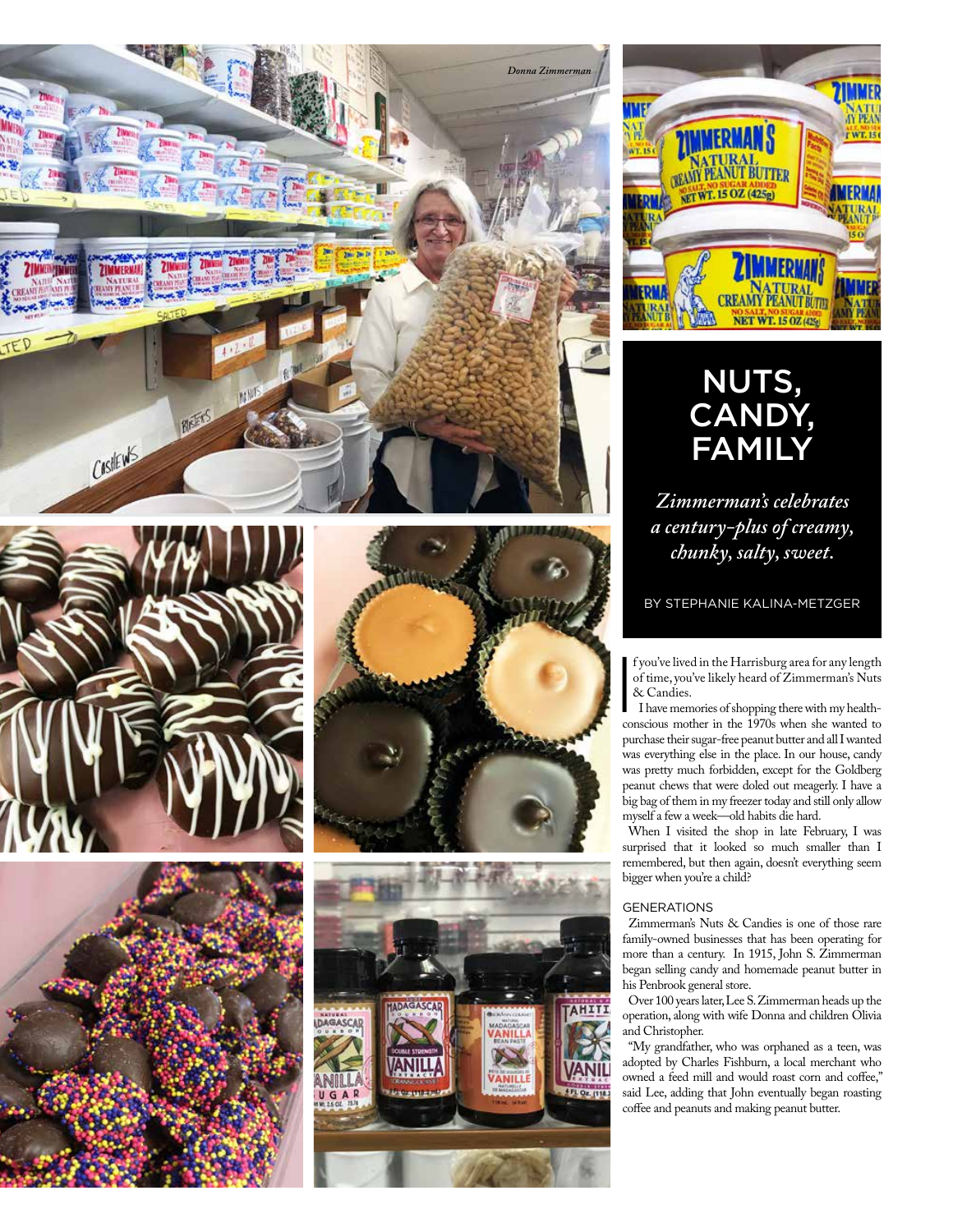Donna Zimmerman

# NUTS, CANDY, FAMILY

*Zimmerman's celebrates a century-plus of creamy, chunky, salty, sweet.*

BY STEPHANIE KALINA-METZGER

If you've lived in the Harrisburg area for any length of time, you've likely heard of Zimmerman's Nuts & Candies.

I have memories of shopping there with my health-conscious mother in the 1970s when she wanted to purchase their sugar-free peanut butter and all I wanted was everything else in the place. In our house, candy was pretty much forbidden, except for the Goldberg peanut chews that were doled out meagerly. I have a big bag of them in my freezer today and still only allow myself a few a week—old habits die hard.

When I visited the shop in late February, I was surprised that it looked so much smaller than I remembered, but then again, doesn't everything seem bigger when you're a child?

## GENERATIONS

Zimmerman's Nuts & Candies is one of those rare family-owned businesses that has been operating for more than a century. In 1915, John S. Zimmerman began selling candy and homemade peanut butter in his Penbrook general store.

Over 100 years later, Lee S. Zimmerman heads up the operation, along with wife Donna and children Olivia and Christopher.

"My grandfather, who was orphaned as a teen, was adopted by Charles Fishburn, a local merchant who owned a feed mill and would roast corn and coffee," said Lee, adding that John eventually began roasting coffee and peanuts and making peanut butter.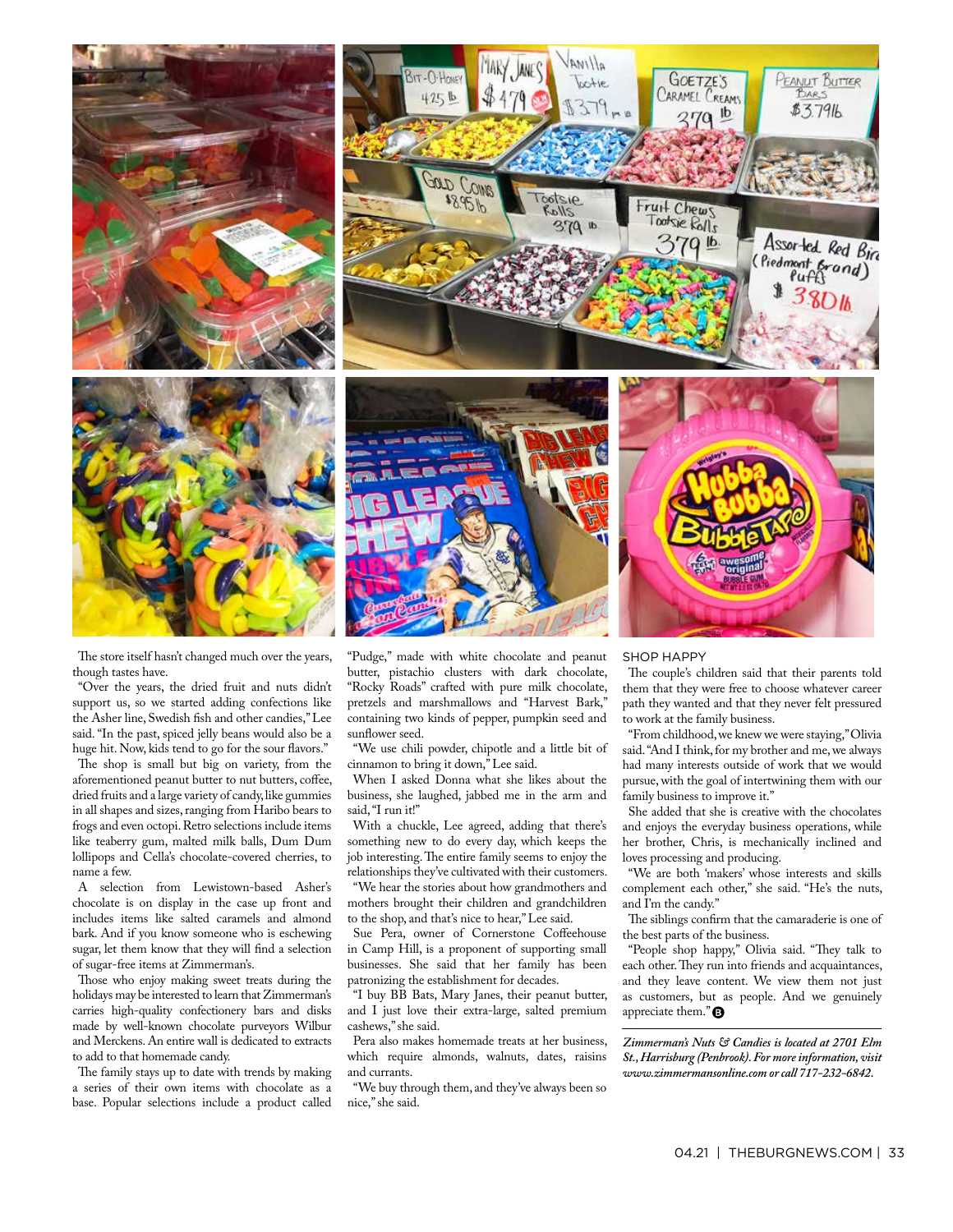The store itself hasn't changed much over the years, though tastes have.

"Over the years, the dried fruit and nuts didn't support us, so we started adding confections like the Asher line, Swedish fish and other candies," Lee said. "In the past, spiced jelly beans would also be a huge hit. Now, kids tend to go for the sour flavors."

The shop is small but big on variety, from the aforementioned peanut butter to nut butters, coffee, dried fruits and a large variety of candy, like gummies in all shapes and sizes, ranging from Haribo bears to frogs and even octopi. Retro selections include items like teaberry gum, malted milk balls, Dum Dum lollipops and Cella's chocolate-covered cherries, to name a few.

A selection from Lewistown-based Asher's chocolate is on display in the case up front and includes items like salted caramels and almond bark. And if you know someone who is eschewing sugar, let them know that they will find a selection of sugar-free items at Zimmerman's.

Those who enjoy making sweet treats during the holidays may be interested to learn that Zimmerman's carries high-quality confectionery bars and disks made by well-known chocolate purveyors Wilbur and Merckens. An entire wall is dedicated to extracts to add to that homemade candy.

The family stays up to date with trends by making a series of their own items with chocolate as a base. Popular selections include a product called "Pudge," made with white chocolate and peanut butter, pistachio clusters with dark chocolate, "Rocky Roads" crafted with pure milk chocolate, pretzels and marshmallows and "Harvest Bark," containing two kinds of pepper, pumpkin seed and sunflower seed.

"We use chili powder, chipotle and a little bit of cinnamon to bring it down," Lee said.

When I asked Donna what she likes about the business, she laughed, jabbed me in the arm and said, "I run it!"

With a chuckle, Lee agreed, adding that there's something new to do every day, which keeps the job interesting. The entire family seems to enjoy the relationships they've cultivated with their customers.

"We hear the stories about how grandmothers and mothers brought their children and grandchildren to the shop, and that's nice to hear," Lee said.

Sue Pera, owner of Cornerstone Coffeehouse in Camp Hill, is a proponent of supporting small businesses. She said that her family has been patronizing the establishment for decades.

"I buy BB Bats, Mary Janes, their peanut butter, and I just love their extra-large, salted premium cashews," she said.

Pera also makes homemade treats at her business, which require almonds, walnuts, dates, raisins and currants.

"We buy through them, and they've always been so nice," she said.

## SHOP HAPPY

The couple's children said that their parents told them that they were free to choose whatever career path they wanted and that they never felt pressured to work at the family business.

"From childhood, we knew we were staying," Olivia said. "And I think, for my brother and me, we always had many interests outside of work that we would pursue, with the goal of intertwining them with our family business to improve it."

She added that she is creative with the chocolates and enjoys the everyday business operations, while her brother, Chris, is mechanically inclined and loves processing and producing.

"We are both 'makers' whose interests and skills complement each other," she said. "He's the nuts, and I'm the candy."

The siblings confirm that the camaraderie is one of the best parts of the business.

"People shop happy," Olivia said. "They talk to each other. They run into friends and acquaintances, and they leave content. We view them not just as customers, but as people. And we genuinely appreciate them."

*Zimmerman's Nuts & Candies is located at 2701 Elm St., Harrisburg (Penbrook). For more information, visit www.zimmermansonline.com or call 717-232-6842.*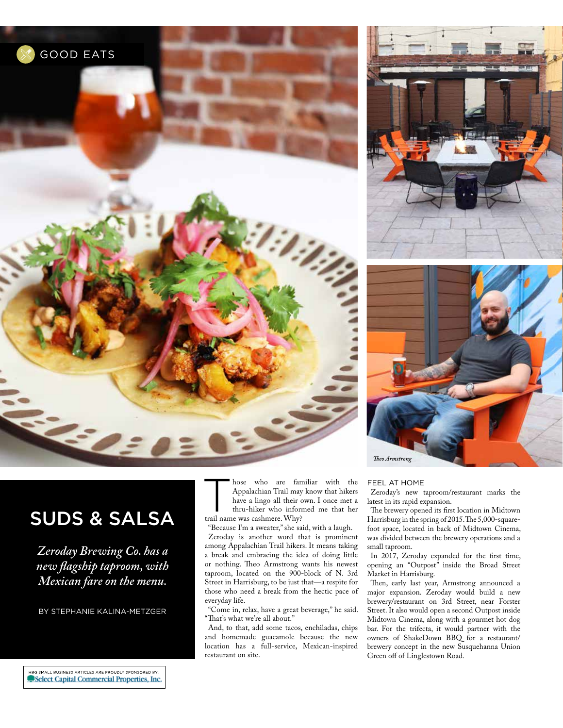GOOD EATS

Theo Armstrong

# SUDS & SALSA

*Zeroday Brewing Co. has a new flagship taproom, with Mexican fare on the menu.*

BY STEPHANIE KALINA-METZGER

Those who are familiar with the Appalachian Trail may know that hikers have a lingo all their own. I once met a thru-hiker who informed me that her trail name was cashmere. Why?

"Because I'm a sweater," she said, with a laugh.

Zeroday is another word that is prominent among Appalachian Trail hikers. It means taking a break and embracing the idea of doing little or nothing. Theo Armstrong wants his newest taproom, located on the 900-block of N. 3rd Street in Harrisburg, to be just that—a respite for those who need a break from the hectic pace of everyday life.

"Come in, relax, have a great beverage," he said. "That's what we're all about."

And, to that, add some tacos, enchiladas, chips and homemade guacamole because the new location has a full-service, Mexican-inspired restaurant on site.

## FEEL AT HOME

Zeroday's new taproom/restaurant marks the latest in its rapid expansion.

The brewery opened its first location in Midtown Harrisburg in the spring of 2015. The 5,000-square-foot space, located in back of Midtown Cinema, was divided between the brewery operations and a small taproom.

In 2017, Zeroday expanded for the first time, opening an "Outpost" inside the Broad Street Market in Harrisburg.

Then, early last year, Armstrong announced a major expansion. Zeroday would build a new brewery/restaurant on 3rd Street, near Forster Street. It also would open a second Outpost inside Midtown Cinema, along with a gourmet hot dog bar. For the trifecta, it would partner with the owners of ShakeDown BBQ for a restaurant/brewery concept in the new Susquehanna Union Green off of Linglestown Road.

HBG SMALL BUSINESS ARTICLES ARE PROUDLY SPONSORED BY: Select Capital Commercial Properties, Inc.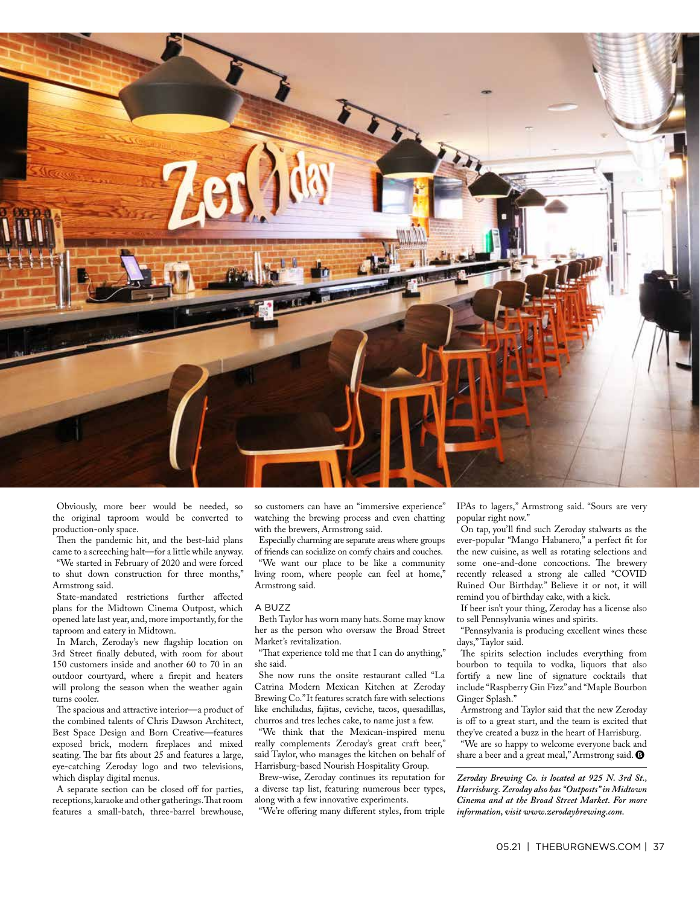Obviously, more beer would be needed, so the original taproom would be converted to production-only space.

Then the pandemic hit, and the best-laid plans came to a screeching halt—for a little while anyway.

"We started in February of 2020 and were forced to shut down construction for three months," Armstrong said.

State-mandated restrictions further affected plans for the Midtown Cinema Outpost, which opened late last year, and, more importantly, for the taproom and eatery in Midtown.

In March, Zeroday's new flagship location on 3rd Street finally debuted, with room for about 150 customers inside and another 60 to 70 in an outdoor courtyard, where a firepit and heaters will prolong the season when the weather again turns cooler.

The spacious and attractive interior—a product of the combined talents of Chris Dawson Architect, Best Space Design and Born Creative—features exposed brick, modern fireplaces and mixed seating. The bar fits about 25 and features a large, eye-catching Zeroday logo and two televisions, which display digital menus.

A separate section can be closed off for parties, receptions, karaoke and other gatherings. That room features a small-batch, three-barrel brewhouse, so customers can have an "immersive experience" watching the brewing process and even chatting with the brewers, Armstrong said.

Especially charming are separate areas where groups of friends can socialize on comfy chairs and couches.

"We want our place to be like a community living room, where people can feel at home," Armstrong said.

## A BUZZ

Beth Taylor has worn many hats. Some may know her as the person who oversaw the Broad Street Market's revitalization.

"That experience told me that I can do anything," she said.

She now runs the onsite restaurant called "La Catrina Modern Mexican Kitchen at Zeroday Brewing Co." It features scratch fare with selections like enchiladas, fajitas, ceviche, tacos, quesadillas, churros and tres leches cake, to name just a few.

"We think that the Mexican-inspired menu really complements Zeroday's great craft beer," said Taylor, who manages the kitchen on behalf of Harrisburg-based Nourish Hospitality Group.

Brew-wise, Zeroday continues its reputation for a diverse tap list, featuring numerous beer types, along with a few innovative experiments.

"We're offering many different styles, from triple IPAs to lagers," Armstrong said. "Sours are very popular right now."

On tap, you'll find such Zeroday stalwarts as the ever-popular "Mango Habanero," a perfect fit for the new cuisine, as well as rotating selections and some one-and-done concoctions. The brewery recently released a strong ale called "COVID Ruined Our Birthday." Believe it or not, it will remind you of birthday cake, with a kick.

If beer isn't your thing, Zeroday has a license also to sell Pennsylvania wines and spirits.

"Pennsylvania is producing excellent wines these days," Taylor said.

The spirits selection includes everything from bourbon to tequila to vodka, liquors that also fortify a new line of signature cocktails that include "Raspberry Gin Fizz" and "Maple Bourbon Ginger Splash."

Armstrong and Taylor said that the new Zeroday is off to a great start, and the team is excited that they've created a buzz in the heart of Harrisburg.

"We are so happy to welcome everyone back and share a beer and a great meal," Armstrong said.

***Zeroday Brewing Co. is located at 925 N. 3rd St., Harrisburg. Zeroday also has "Outposts" in Midtown Cinema and at the Broad Street Market. For more information, visit www.zerodaybrewing.com.***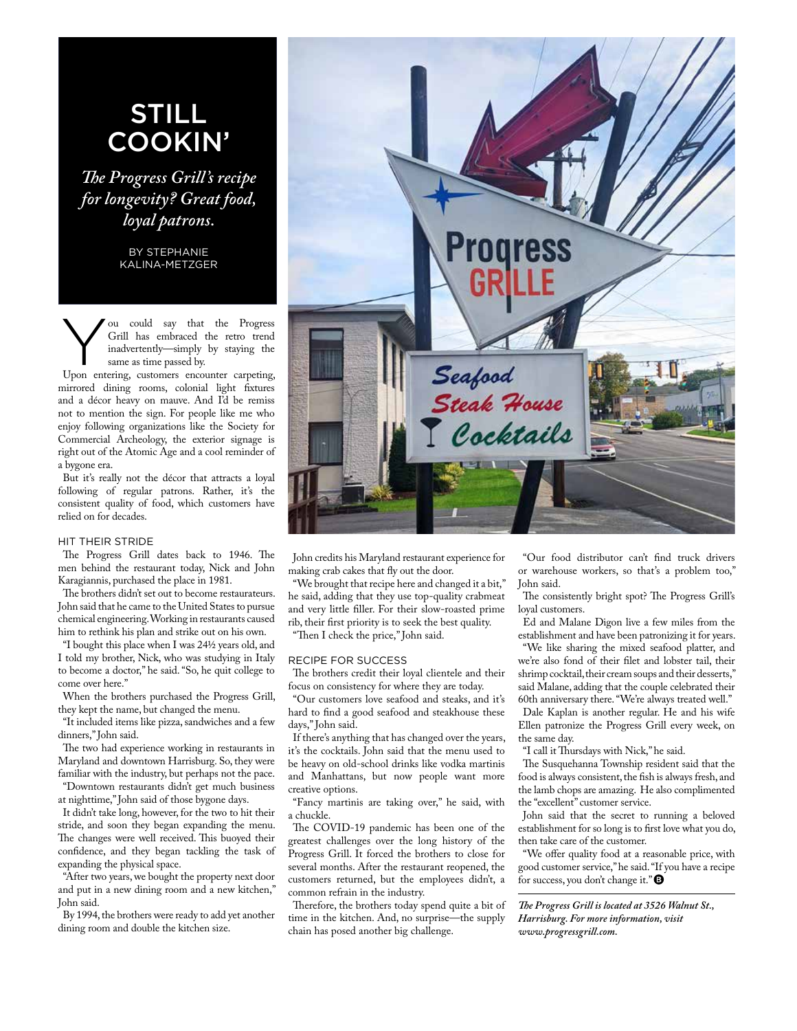# STILL COOKIN'

*The Progress Grill's recipe for longevity? Great food, loyal patrons.*

BY STEPHANIE KALINA-METZGER

You could say that the Progress Grill has embraced the retro trend inadvertently—simply by staying the same as time passed by.

Upon entering, customers encounter carpeting, mirrored dining rooms, colonial light fixtures and a décor heavy on mauve. And I'd be remiss not to mention the sign. For people like me who enjoy following organizations like the Society for Commercial Archeology, the exterior signage is right out of the Atomic Age and a cool reminder of a bygone era.

But it's really not the décor that attracts a loyal following of regular patrons. Rather, it's the consistent quality of food, which customers have relied on for decades.

## HIT THEIR STRIDE

The Progress Grill dates back to 1946. The men behind the restaurant today, Nick and John Karagiannis, purchased the place in 1981.

The brothers didn't set out to become restaurateurs. John said that he came to the United States to pursue chemical engineering. Working in restaurants caused him to rethink his plan and strike out on his own.

"I bought this place when I was 24½ years old, and I told my brother, Nick, who was studying in Italy to become a doctor," he said. "So, he quit college to come over here."

When the brothers purchased the Progress Grill, they kept the name, but changed the menu.

"It included items like pizza, sandwiches and a few dinners," John said.

The two had experience working in restaurants in Maryland and downtown Harrisburg. So, they were familiar with the industry, but perhaps not the pace.

"Downtown restaurants didn't get much business at nighttime," John said of those bygone days.

It didn't take long, however, for the two to hit their stride, and soon they began expanding the menu. The changes were well received. This buoyed their confidence, and they began tackling the task of expanding the physical space.

"After two years, we bought the property next door and put in a new dining room and a new kitchen," John said.

By 1994, the brothers were ready to add yet another dining room and double the kitchen size.

John credits his Maryland restaurant experience for making crab cakes that fly out the door.

"We brought that recipe here and changed it a bit," he said, adding that they use top-quality crabmeat and very little filler. For their slow-roasted prime rib, their first priority is to seek the best quality.

"Then I check the price," John said.

## RECIPE FOR SUCCESS

The brothers credit their loyal clientele and their focus on consistency for where they are today.

"Our customers love seafood and steaks, and it's hard to find a good seafood and steakhouse these days," John said.

If there's anything that has changed over the years, it's the cocktails. John said that the menu used to be heavy on old-school drinks like vodka martinis and Manhattans, but now people want more creative options.

"Fancy martinis are taking over," he said, with a chuckle.

The COVID-19 pandemic has been one of the greatest challenges over the long history of the Progress Grill. It forced the brothers to close for several months. After the restaurant reopened, the customers returned, but the employees didn't, a common refrain in the industry.

Therefore, the brothers today spend quite a bit of time in the kitchen. And, no surprise—the supply chain has posed another big challenge.

"Our food distributor can't find truck drivers or warehouse workers, so that's a problem too," John said.

The consistently bright spot? The Progress Grill's loyal customers.

Ed and Malane Digon live a few miles from the establishment and have been patronizing it for years.

"We like sharing the mixed seafood platter, and we're also fond of their filet and lobster tail, their shrimp cocktail, their cream soups and their desserts," said Malane, adding that the couple celebrated their 60th anniversary there. "We're always treated well."

Dale Kaplan is another regular. He and his wife Ellen patronize the Progress Grill every week, on the same day.

"I call it Thursdays with Nick," he said.

The Susquehanna Township resident said that the food is always consistent, the fish is always fresh, and the lamb chops are amazing. He also complimented the "excellent" customer service.

John said that the secret to running a beloved establishment for so long is to first love what you do, then take care of the customer.

"We offer quality food at a reasonable price, with good customer service," he said. "If you have a recipe for success, you don't change it."

---

*The Progress Grill is located at 3526 Walnut St., Harrisburg. For more information, visit www.progressgrill.com.*